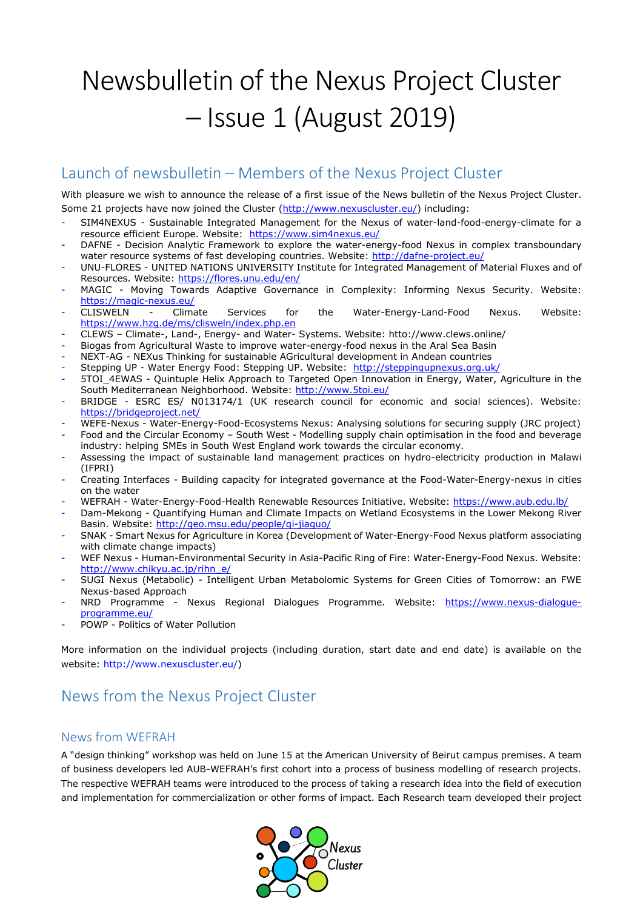# Newsbulletin of the Nexus Project Cluster – Issue 1 (August 2019)

## Launch of newsbulletin – Members of the Nexus Project Cluster

With pleasure we wish to announce the release of a first issue of the News bulletin of the Nexus Project Cluster. Some 21 projects have now joined the Cluster (http://www.nexuscluster.eu/) including:

- SIM4NEXUS - Sustainable Integrated Management for the Nexus of water-land-food-energy-climate for a resource efficient Europe. Website: https://www.sim4nexus.eu/
- DAFNE - Decision Analytic Framework to explore the water-energy-food Nexus in complex transboundary water resource systems of fast developing countries. Website: http://dafne-project.eu/
- UNU-FLORES - UNITED NATIONS UNIVERSITY Institute for Integrated Management of Material Fluxes and of Resources. Website: https://flores.unu.edu/en/
- MAGIC - Moving Towards Adaptive Governance in Complexity: Informing Nexus Security. Website: https://magic-nexus.eu/
- CLISWELN - Climate Services for the Water-Energy-Land-Food Nexus. Website: https://www.hzg.de/ms/clisweln/index.php.en
- CLEWS – Climate-, Land-, Energy- and Water- Systems. Website: htto://www.clews.online/
- Biogas from Agricultural Waste to improve water-energy-food nexus in the Aral Sea Basin
- NEXT-AG - NEXus Thinking for sustainable AGricultural development in Andean countries
- Stepping UP - Water Energy Food: Stepping UP. Website: http://steppingupnexus.org.uk/
- 5TOI_4EWAS - Quintuple Helix Approach to Targeted Open Innovation in Energy, Water, Agriculture in the South Mediterranean Neighborhood. Website: http://www.5toi.eu/
- BRIDGE - ESRC ES/ N013174/1 (UK research council for economic and social sciences). Website: https://bridgeproject.net/
- WEFE-Nexus - Water-Energy-Food-Ecosystems Nexus: Analysing solutions for securing supply (JRC project)
- Food and the Circular Economy – South West - Modelling supply chain optimisation in the food and beverage industry: helping SMEs in South West England work towards the circular economy.
- Assessing the impact of sustainable land management practices on hydro-electricity production in Malawi (IFPRI)
- Creating Interfaces - Building capacity for integrated governance at the Food-Water-Energy-nexus in cities on the water
- WEFRAH - Water-Energy-Food-Health Renewable Resources Initiative. Website: https://www.aub.edu.lb/
- Dam-Mekong - Quantifying Human and Climate Impacts on Wetland Ecosystems in the Lower Mekong River Basin. Website: http://geo.msu.edu/people/qi-jiaguo/
- SNAK - Smart Nexus for Agriculture in Korea (Development of Water-Energy-Food Nexus platform associating with climate change impacts)
- WEF Nexus - Human-Environmental Security in Asia-Pacific Ring of Fire: Water-Energy-Food Nexus. Website: http://www.chikyu.ac.jp/rihn_e/
- SUGI Nexus (Metabolic) - Intelligent Urban Metabolomic Systems for Green Cities of Tomorrow: an FWE Nexus-based Approach
- NRD Programme - Nexus Regional Dialogues Programme. Website: https://www.nexus-dialogue-programme.eu/
- POWP - Politics of Water Pollution

More information on the individual projects (including duration, start date and end date) is available on the website: http://www.nexuscluster.eu/)

## News from the Nexus Project Cluster

### News from WEFRAH

A "design thinking" workshop was held on June 15 at the American University of Beirut campus premises. A team of business developers led AUB-WEFRAH's first cohort into a process of business modelling of research projects. The respective WEFRAH teams were introduced to the process of taking a research idea into the field of execution and implementation for commercialization or other forms of impact. Each Research team developed their project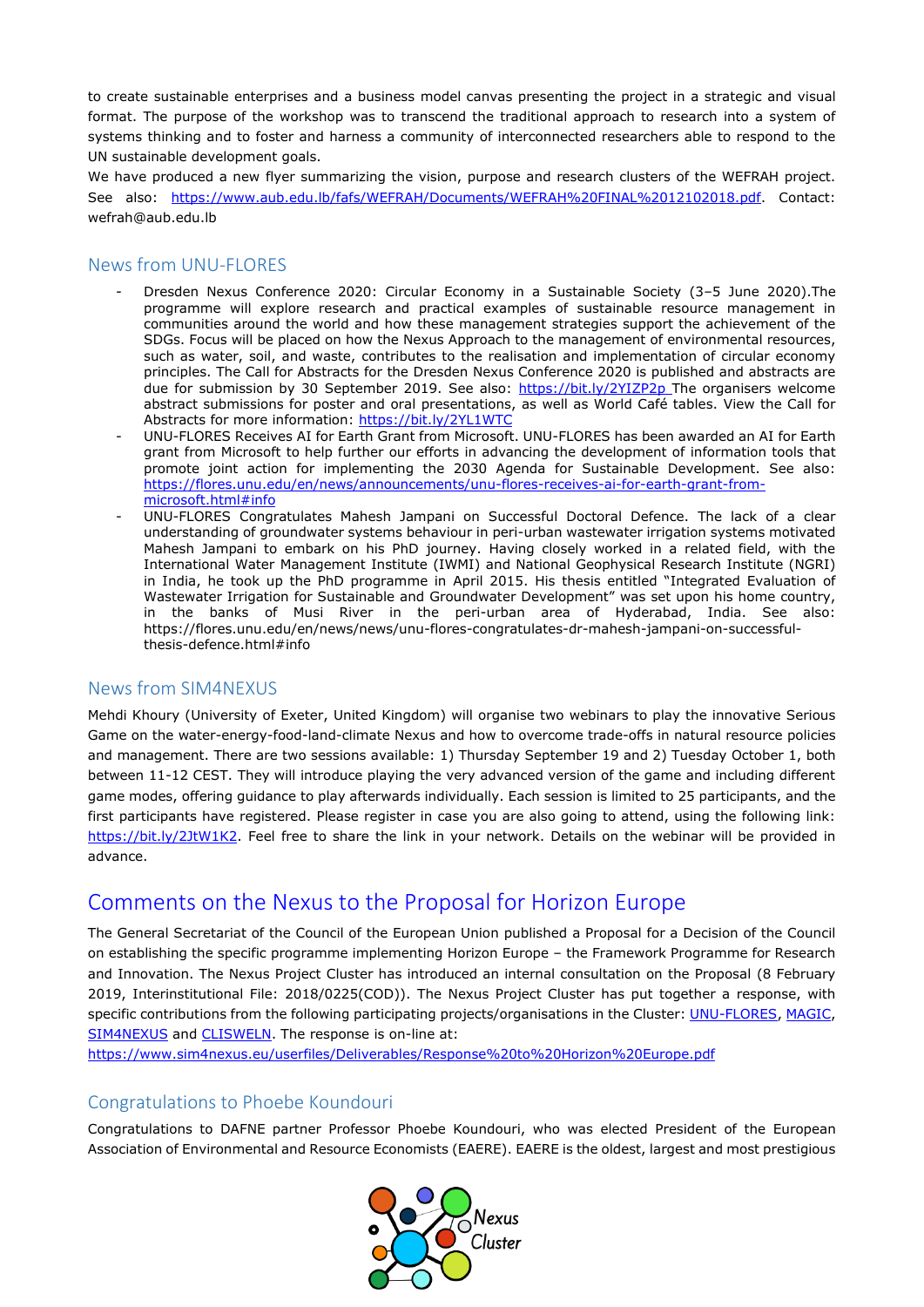to create sustainable enterprises and a business model canvas presenting the project in a strategic and visual format. The purpose of the workshop was to transcend the traditional approach to research into a system of systems thinking and to foster and harness a community of interconnected researchers able to respond to the UN sustainable development goals.

We have produced a new flyer summarizing the vision, purpose and research clusters of the WEFRAH project. See also: https://www.aub.edu.lb/fafs/WEFRAH/Documents/WEFRAH%20FINAL%2012102018.pdf. Contact: wefrah@aub.edu.lb

## News from UNU-FLORES

- Dresden Nexus Conference 2020: Circular Economy in a Sustainable Society (3–5 June 2020).The programme will explore research and practical examples of sustainable resource management in communities around the world and how these management strategies support the achievement of the SDGs. Focus will be placed on how the Nexus Approach to the management of environmental resources, such as water, soil, and waste, contributes to the realisation and implementation of circular economy principles. The Call for Abstracts for the Dresden Nexus Conference 2020 is published and abstracts are due for submission by 30 September 2019. See also: https://bit.ly/2YIZP2p The organisers welcome abstract submissions for poster and oral presentations, as well as World Café tables. View the Call for Abstracts for more information: https://bit.ly/2YL1WTC
- UNU-FLORES Receives AI for Earth Grant from Microsoft. UNU-FLORES has been awarded an AI for Earth grant from Microsoft to help further our efforts in advancing the development of information tools that promote joint action for implementing the 2030 Agenda for Sustainable Development. See also: https://flores.unu.edu/en/news/announcements/unu-flores-receives-ai-for-earth-grant-from-microsoft.html#info
- UNU-FLORES Congratulates Mahesh Jampani on Successful Doctoral Defence. The lack of a clear understanding of groundwater systems behaviour in peri-urban wastewater irrigation systems motivated Mahesh Jampani to embark on his PhD journey. Having closely worked in a related field, with the International Water Management Institute (IWMI) and National Geophysical Research Institute (NGRI) in India, he took up the PhD programme in April 2015. His thesis entitled "Integrated Evaluation of Wastewater Irrigation for Sustainable and Groundwater Development" was set upon his home country, in the banks of Musi River in the peri-urban area of Hyderabad, India. See also: https://flores.unu.edu/en/news/news/unu-flores-congratulates-dr-mahesh-jampani-on-successful-thesis-defence.html#info

## News from SIM4NEXUS

Mehdi Khoury (University of Exeter, United Kingdom) will organise two webinars to play the innovative Serious Game on the water-energy-food-land-climate Nexus and how to overcome trade-offs in natural resource policies and management. There are two sessions available: 1) Thursday September 19 and 2) Tuesday October 1, both between 11-12 CEST. They will introduce playing the very advanced version of the game and including different game modes, offering guidance to play afterwards individually. Each session is limited to 25 participants, and the first participants have registered. Please register in case you are also going to attend, using the following link: https://bit.ly/2JtW1K2. Feel free to share the link in your network. Details on the webinar will be provided in advance.

# Comments on the Nexus to the Proposal for Horizon Europe

The General Secretariat of the Council of the European Union published a Proposal for a Decision of the Council on establishing the specific programme implementing Horizon Europe – the Framework Programme for Research and Innovation. The Nexus Project Cluster has introduced an internal consultation on the Proposal (8 February 2019, Interinstitutional File: 2018/0225(COD)). The Nexus Project Cluster has put together a response, with specific contributions from the following participating projects/organisations in the Cluster: UNU-FLORES, MAGIC, SIM4NEXUS and CLISWELN. The response is on-line at:
https://www.sim4nexus.eu/userfiles/Deliverables/Response%20to%20Horizon%20Europe.pdf

## Congratulations to Phoebe Koundouri

Congratulations to DAFNE partner Professor Phoebe Koundouri, who was elected President of the European Association of Environmental and Resource Economists (EAERE). EAERE is the oldest, largest and most prestigious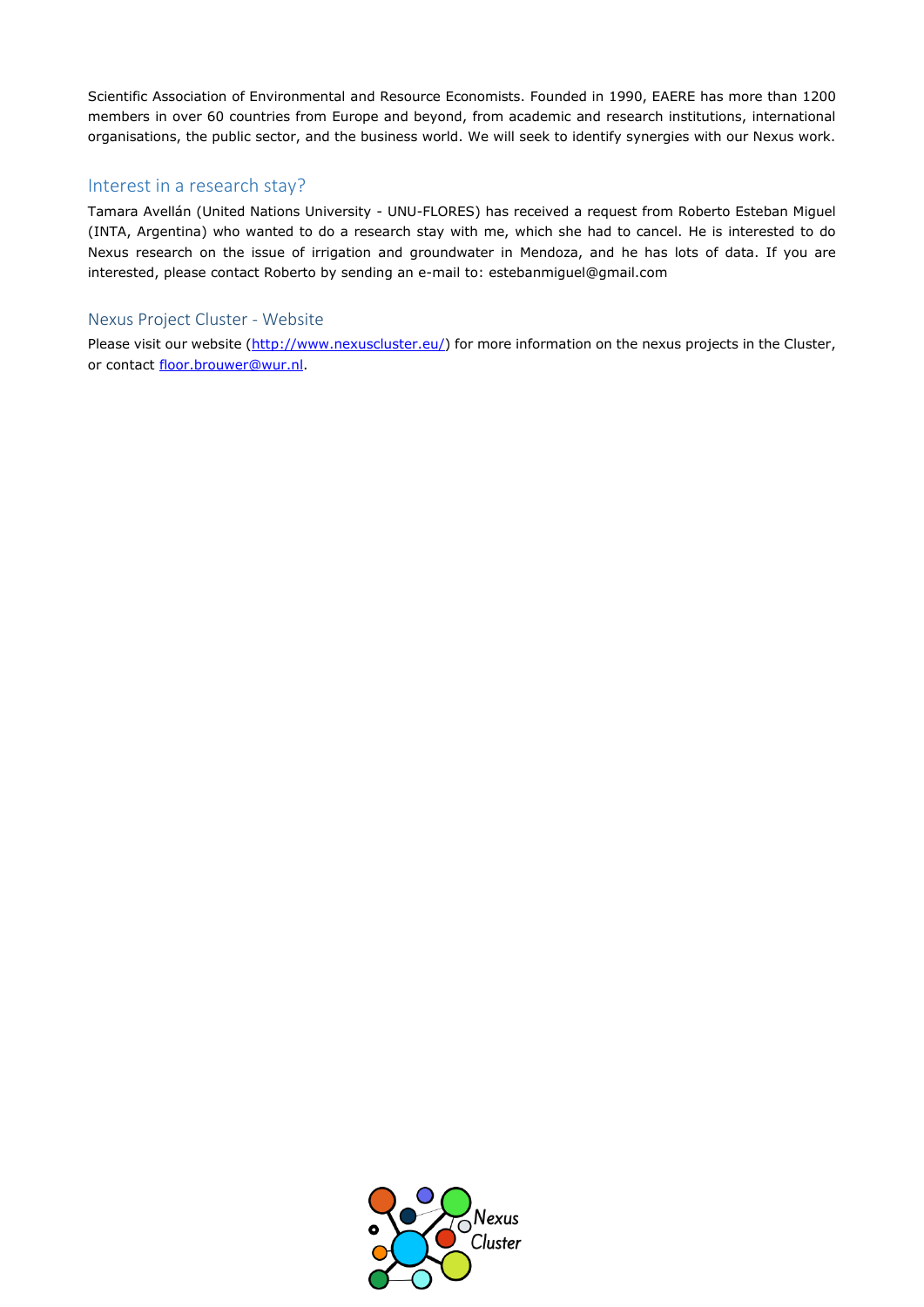Scientific Association of Environmental and Resource Economists. Founded in 1990, EAERE has more than 1200 members in over 60 countries from Europe and beyond, from academic and research institutions, international organisations, the public sector, and the business world. We will seek to identify synergies with our Nexus work.

## Interest in a research stay?

Tamara Avellán (United Nations University - UNU-FLORES) has received a request from Roberto Esteban Miguel (INTA, Argentina) who wanted to do a research stay with me, which she had to cancel. He is interested to do Nexus research on the issue of irrigation and groundwater in Mendoza, and he has lots of data. If you are interested, please contact Roberto by sending an e-mail to: estebanmiguel@gmail.com

## Nexus Project Cluster - Website

Please visit our website ([http://www.nexuscluster.eu/](http://www.nexuscluster.eu/)) for more information on the nexus projects in the Cluster, or contact [floor.brouwer@wur.nl](mailto:floor.brouwer@wur.nl).

Nexus Cluster